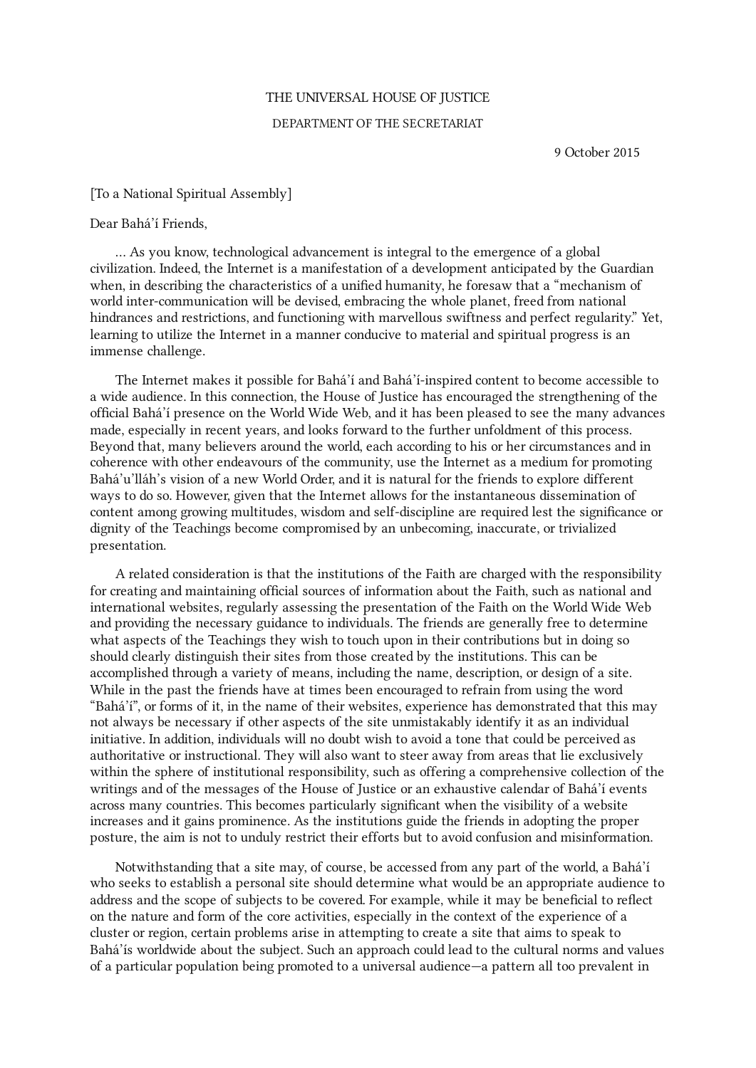THE UNIVERSAL HOUSE OF JUSTICE

DEPARTMENT OF THE SECRETARIAT

9 October 2015

[To a National Spiritual Assembly]

Dear Bahá'í Friends,

… As you know, technological advancement is integral to the emergence of a global civilization. Indeed, the Internet is a manifestation of a development anticipated by the Guardian when, in describing the characteristics of a unified humanity, he foresaw that a "mechanism of world inter-communication will be devised, embracing the whole planet, freed from national hindrances and restrictions, and functioning with marvellous swiftness and perfect regularity." Yet, learning to utilize the Internet in a manner conducive to material and spiritual progress is an immense challenge.

The Internet makes it possible for Bahá'í and Bahá'í-inspired content to become accessible to a wide audience. In this connection, the House of Justice has encouraged the strengthening of the official Bahá'í presence on the World Wide Web, and it has been pleased to see the many advances made, especially in recent years, and looks forward to the further unfoldment of this process. Beyond that, many believers around the world, each according to his or her circumstances and in coherence with other endeavours of the community, use the Internet as a medium for promoting Bahá'u'lláh's vision of a new World Order, and it is natural for the friends to explore different ways to do so. However, given that the Internet allows for the instantaneous dissemination of content among growing multitudes, wisdom and self-discipline are required lest the significance or dignity of the Teachings become compromised by an unbecoming, inaccurate, or trivialized presentation.

A related consideration is that the institutions of the Faith are charged with the responsibility for creating and maintaining official sources of information about the Faith, such as national and international websites, regularly assessing the presentation of the Faith on the World Wide Web and providing the necessary guidance to individuals. The friends are generally free to determine what aspects of the Teachings they wish to touch upon in their contributions but in doing so should clearly distinguish their sites from those created by the institutions. This can be accomplished through a variety of means, including the name, description, or design of a site. While in the past the friends have at times been encouraged to refrain from using the word "Bahá'í", or forms of it, in the name of their websites, experience has demonstrated that this may not always be necessary if other aspects of the site unmistakably identify it as an individual initiative. In addition, individuals will no doubt wish to avoid a tone that could be perceived as authoritative or instructional. They will also want to steer away from areas that lie exclusively within the sphere of institutional responsibility, such as offering a comprehensive collection of the writings and of the messages of the House of Justice or an exhaustive calendar of Bahá'í events across many countries. This becomes particularly significant when the visibility of a website increases and it gains prominence. As the institutions guide the friends in adopting the proper posture, the aim is not to unduly restrict their efforts but to avoid confusion and misinformation.

Notwithstanding that a site may, of course, be accessed from any part of the world, a Bahá'í who seeks to establish a personal site should determine what would be an appropriate audience to address and the scope of subjects to be covered. For example, while it may be beneficial to reflect on the nature and form of the core activities, especially in the context of the experience of a cluster or region, certain problems arise in attempting to create a site that aims to speak to Bahá'ís worldwide about the subject. Such an approach could lead to the cultural norms and values of a particular population being promoted to a universal audience—a pattern all too prevalent in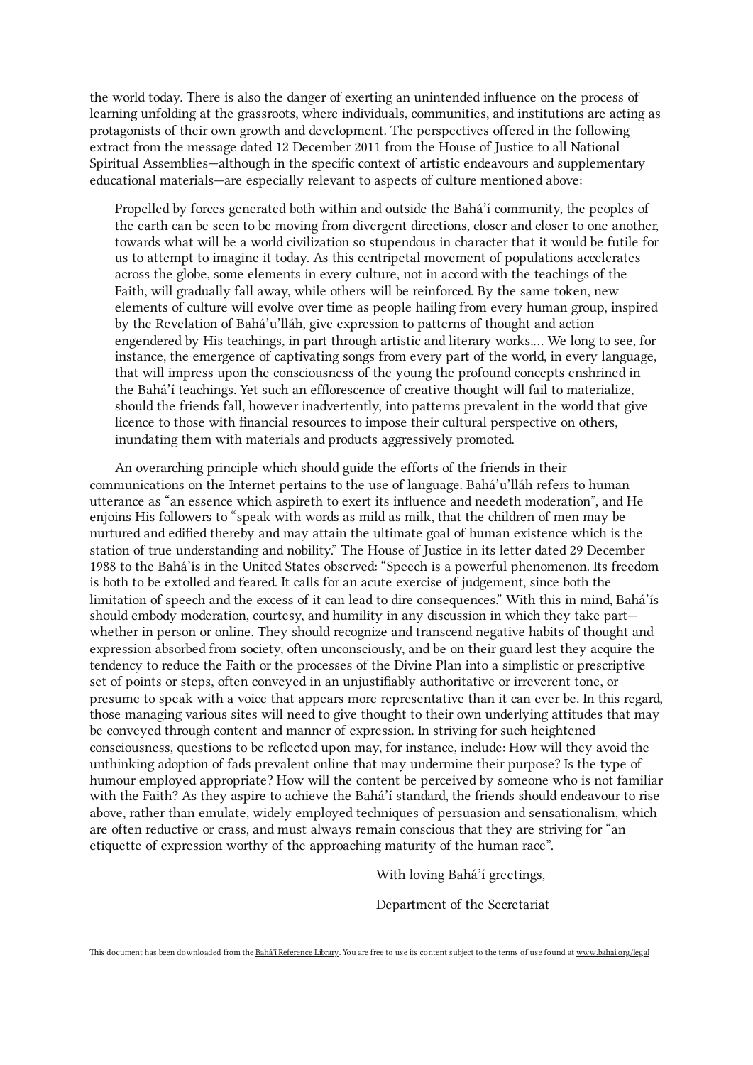the world today. There is also the danger of exerting an unintended influence on the process of learning unfolding at the grassroots, where individuals, communities, and institutions are acting as protagonists of their own growth and development. The perspectives offered in the following extract from the message dated 12 December 2011 from the House of Justice to all National Spiritual Assemblies—although in the specific context of artistic endeavours and supplementary educational materials—are especially relevant to aspects of culture mentioned above:

> Propelled by forces generated both within and outside the Bahá'í community, the peoples of the earth can be seen to be moving from divergent directions, closer and closer to one another, towards what will be a world civilization so stupendous in character that it would be futile for us to attempt to imagine it today. As this centripetal movement of populations accelerates across the globe, some elements in every culture, not in accord with the teachings of the Faith, will gradually fall away, while others will be reinforced. By the same token, new elements of culture will evolve over time as people hailing from every human group, inspired by the Revelation of Bahá'u'lláh, give expression to patterns of thought and action engendered by His teachings, in part through artistic and literary works.... We long to see, for instance, the emergence of captivating songs from every part of the world, in every language, that will impress upon the consciousness of the young the profound concepts enshrined in the Bahá'í teachings. Yet such an efflorescence of creative thought will fail to materialize, should the friends fall, however inadvertently, into patterns prevalent in the world that give licence to those with financial resources to impose their cultural perspective on others, inundating them with materials and products aggressively promoted.

An overarching principle which should guide the efforts of the friends in their communications on the Internet pertains to the use of language. Bahá'u'lláh refers to human utterance as "an essence which aspireth to exert its influence and needeth moderation", and He enjoins His followers to "speak with words as mild as milk, that the children of men may be nurtured and edified thereby and may attain the ultimate goal of human existence which is the station of true understanding and nobility." The House of Justice in its letter dated 29 December 1988 to the Bahá'ís in the United States observed: "Speech is a powerful phenomenon. Its freedom is both to be extolled and feared. It calls for an acute exercise of judgement, since both the limitation of speech and the excess of it can lead to dire consequences." With this in mind, Bahá'ís should embody moderation, courtesy, and humility in any discussion in which they take part—whether in person or online. They should recognize and transcend negative habits of thought and expression absorbed from society, often unconsciously, and be on their guard lest they acquire the tendency to reduce the Faith or the processes of the Divine Plan into a simplistic or prescriptive set of points or steps, often conveyed in an unjustifiably authoritative or irreverent tone, or presume to speak with a voice that appears more representative than it can ever be. In this regard, those managing various sites will need to give thought to their own underlying attitudes that may be conveyed through content and manner of expression. In striving for such heightened consciousness, questions to be reflected upon may, for instance, include: How will they avoid the unthinking adoption of fads prevalent online that may undermine their purpose? Is the type of humour employed appropriate? How will the content be perceived by someone who is not familiar with the Faith? As they aspire to achieve the Bahá'í standard, the friends should endeavour to rise above, rather than emulate, widely employed techniques of persuasion and sensationalism, which are often reductive or crass, and must always remain conscious that they are striving for "an etiquette of expression worthy of the approaching maturity of the human race".

With loving Bahá'í greetings,

Department of the Secretariat

This document has been downloaded from the Bahá'í Reference Library. You are free to use its content subject to the terms of use found at www.bahai.org/legal